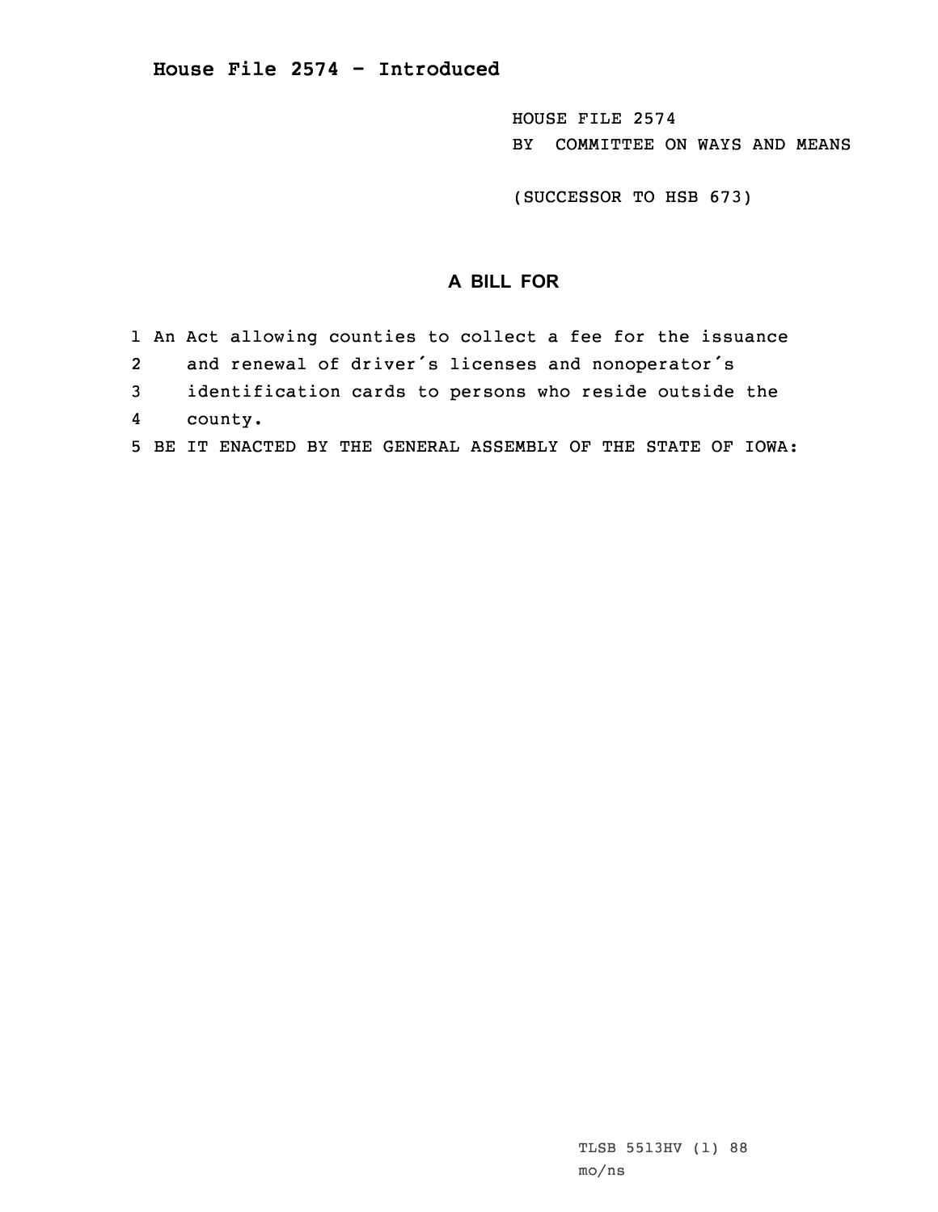# House File 2574 - Introduced

HOUSE FILE 2574
BY COMMITTEE ON WAYS AND MEANS

(SUCCESSOR TO HSB 673)

## A BILL FOR

1 An Act allowing counties to collect a fee for the issuance
2 and renewal of driver's licenses and nonoperator's
3 identification cards to persons who reside outside the
4 county.
5 BE IT ENACTED BY THE GENERAL ASSEMBLY OF THE STATE OF IOWA:

TLSB 5513HV (1) 88
mo/ns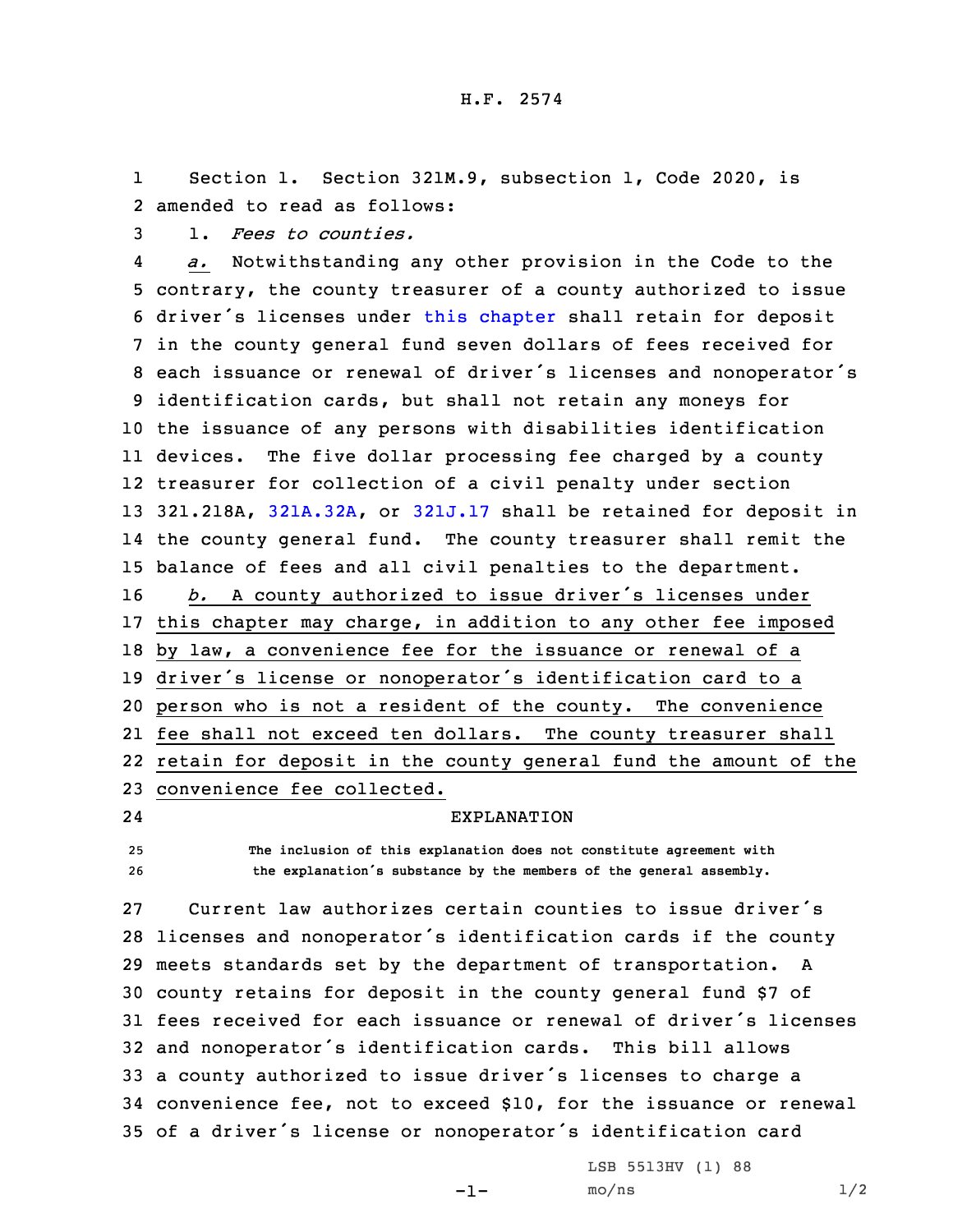H.F. 2574

Section 1. Section 321M.9, subsection 1, Code 2020, is amended to read as follows:

1. *Fees to counties.*

*a.* Notwithstanding any other provision in the Code to the contrary, the county treasurer of a county authorized to issue driver's licenses under this chapter shall retain for deposit in the county general fund seven dollars of fees received for each issuance or renewal of driver's licenses and nonoperator's identification cards, but shall not retain any moneys for the issuance of any persons with disabilities identification devices. The five dollar processing fee charged by a county treasurer for collection of a civil penalty under section 321.218A, 321A.32A, or 321J.17 shall be retained for deposit in the county general fund. The county treasurer shall remit the balance of fees and all civil penalties to the department.

*b.* A county authorized to issue driver's licenses under this chapter may charge, in addition to any other fee imposed by law, a convenience fee for the issuance or renewal of a driver's license or nonoperator's identification card to a person who is not a resident of the county. The convenience fee shall not exceed ten dollars. The county treasurer shall retain for deposit in the county general fund the amount of the convenience fee collected.

EXPLANATION

The inclusion of this explanation does not constitute agreement with the explanation's substance by the members of the general assembly.

Current law authorizes certain counties to issue driver's licenses and nonoperator's identification cards if the county meets standards set by the department of transportation. A county retains for deposit in the county general fund $7 of fees received for each issuance or renewal of driver's licenses and nonoperator's identification cards. This bill allows a county authorized to issue driver's licenses to charge a convenience fee, not to exceed $10, for the issuance or renewal of a driver's license or nonoperator's identification card

LSB 5513HV (1) 88
mo/ns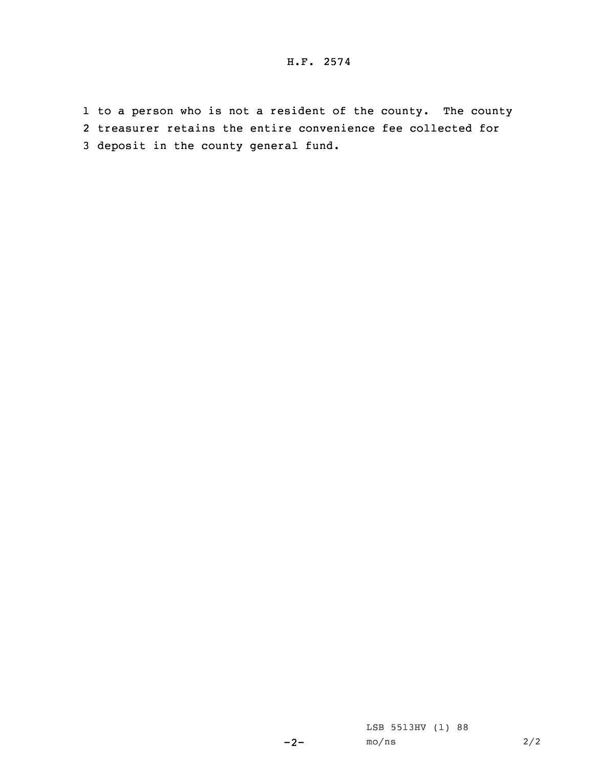to a person who is not a resident of the county. The county treasurer retains the entire convenience fee collected for deposit in the county general fund.